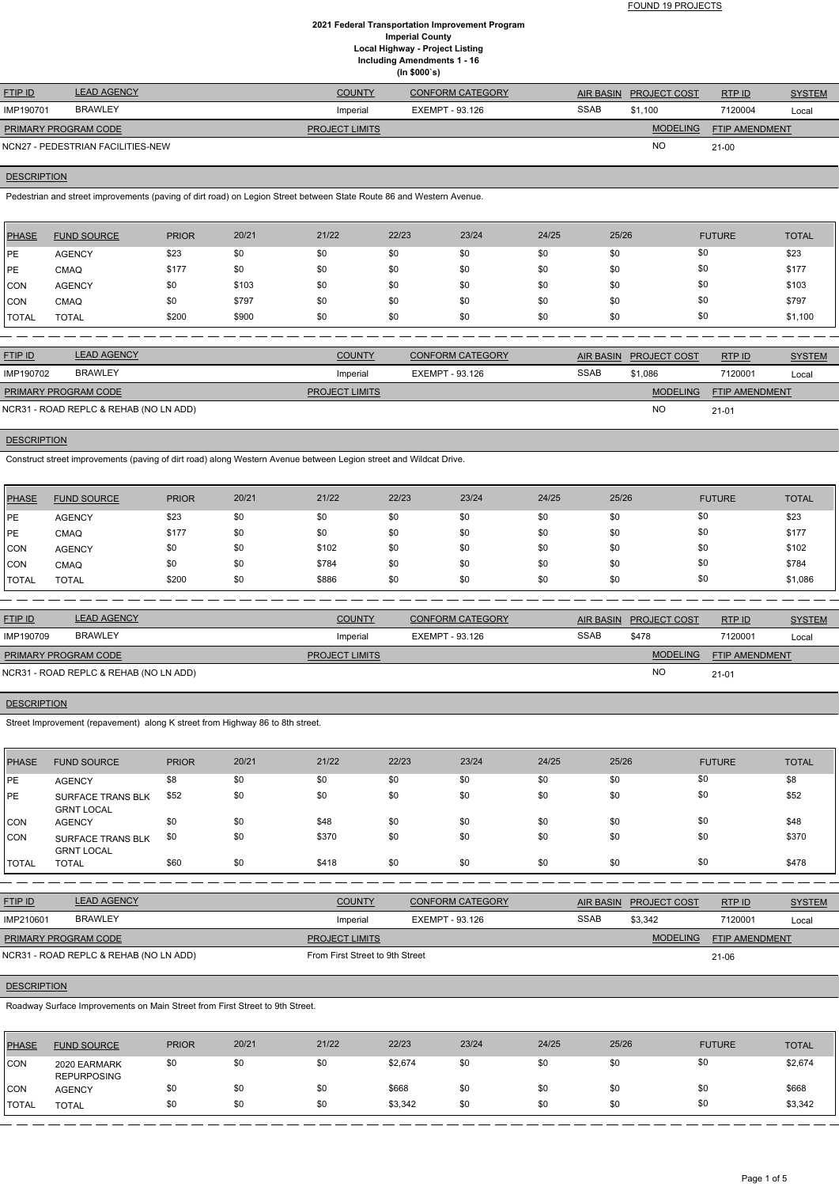FOUND 19 PROJECTS

**2021 Federal Transportation Improvement Program**
**Imperial County**
**Local Highway - Project Listing**
**Including Amendments 1 - 16**
**(In $000`s)**

| FTIP ID | LEAD AGENCY | COUNTY | CONFORM CATEGORY | AIR BASIN | PROJECT COST | RTP ID | SYSTEM |
|---|---|---|---|---|---|---|---|
| IMP190701 | BRAWLEY | Imperial | EXEMPT - 93.126 | SSAB | $1,100 | 7120004 | Local |

| PRIMARY PROGRAM CODE | PROJECT LIMITS | MODELING | FTIP AMENDMENT |
|---|---|---|---|
| NCN27 - PEDESTRIAN FACILITIES-NEW | | NO | 21-00 |

**DESCRIPTION**

Pedestrian and street improvements (paving of dirt road) on Legion Street between State Route 86 and Western Avenue.

| PHASE | FUND SOURCE | PRIOR | 20/21 | 21/22 | 22/23 | 23/24 | 24/25 | 25/26 | FUTURE | TOTAL |
|---|---|---|---|---|---|---|---|---|---|---|
| PE | AGENCY | $23 | $0 | $0 | $0 | $0 | $0 | $0 | $0 | $23 |
| PE | CMAQ | $177 | $0 | $0 | $0 | $0 | $0 | $0 | $0 | $177 |
| CON | AGENCY | $0 | $103 | $0 | $0 | $0 | $0 | $0 | $0 | $103 |
| CON | CMAQ | $0 | $797 | $0 | $0 | $0 | $0 | $0 | $0 | $797 |
| TOTAL | TOTAL | $200 | $900 | $0 | $0 | $0 | $0 | $0 | $0 | $1,100 |

| FTIP ID | LEAD AGENCY | COUNTY | CONFORM CATEGORY | AIR BASIN | PROJECT COST | RTP ID | SYSTEM |
|---|---|---|---|---|---|---|---|
| IMP190702 | BRAWLEY | Imperial | EXEMPT - 93.126 | SSAB | $1,086 | 7120001 | Local |

| PRIMARY PROGRAM CODE | PROJECT LIMITS | MODELING | FTIP AMENDMENT |
|---|---|---|---|
| NCR31 - ROAD REPLC & REHAB (NO LN ADD) | | NO | 21-01 |

**DESCRIPTION**

Construct street improvements (paving of dirt road) along Western Avenue between Legion street and Wildcat Drive.

| PHASE | FUND SOURCE | PRIOR | 20/21 | 21/22 | 22/23 | 23/24 | 24/25 | 25/26 | FUTURE | TOTAL |
|---|---|---|---|---|---|---|---|---|---|---|
| PE | AGENCY | $23 | $0 | $0 | $0 | $0 | $0 | $0 | $0 | $23 |
| PE | CMAQ | $177 | $0 | $0 | $0 | $0 | $0 | $0 | $0 | $177 |
| CON | AGENCY | $0 | $0 | $102 | $0 | $0 | $0 | $0 | $0 | $102 |
| CON | CMAQ | $0 | $0 | $784 | $0 | $0 | $0 | $0 | $0 | $784 |
| TOTAL | TOTAL | $200 | $0 | $886 | $0 | $0 | $0 | $0 | $0 | $1,086 |

| FTIP ID | LEAD AGENCY | COUNTY | CONFORM CATEGORY | AIR BASIN | PROJECT COST | RTP ID | SYSTEM |
|---|---|---|---|---|---|---|---|
| IMP190709 | BRAWLEY | Imperial | EXEMPT - 93.126 | SSAB | $478 | 7120001 | Local |

| PRIMARY PROGRAM CODE | PROJECT LIMITS | MODELING | FTIP AMENDMENT |
|---|---|---|---|
| NCR31 - ROAD REPLC & REHAB (NO LN ADD) | | NO | 21-01 |

**DESCRIPTION**

Street Improvement (repavement) along K street from Highway 86 to 8th street.

| PHASE | FUND SOURCE | PRIOR | 20/21 | 21/22 | 22/23 | 23/24 | 24/25 | 25/26 | FUTURE | TOTAL |
|---|---|---|---|---|---|---|---|---|---|---|
| PE | AGENCY | $8 | $0 | $0 | $0 | $0 | $0 | $0 | $0 | $8 |
| PE | SURFACE TRANS BLK GRNT LOCAL | $52 | $0 | $0 | $0 | $0 | $0 | $0 | $0 | $52 |
| CON | AGENCY | $0 | $0 | $48 | $0 | $0 | $0 | $0 | $0 | $48 |
| CON | SURFACE TRANS BLK GRNT LOCAL | $0 | $0 | $370 | $0 | $0 | $0 | $0 | $0 | $370 |
| TOTAL | TOTAL | $60 | $0 | $418 | $0 | $0 | $0 | $0 | $0 | $478 |

| FTIP ID | LEAD AGENCY | COUNTY | CONFORM CATEGORY | AIR BASIN | PROJECT COST | RTP ID | SYSTEM |
|---|---|---|---|---|---|---|---|
| IMP210601 | BRAWLEY | Imperial | EXEMPT - 93.126 | SSAB | $3,342 | 7120001 | Local |

| PRIMARY PROGRAM CODE | PROJECT LIMITS | MODELING | FTIP AMENDMENT |
|---|---|---|---|
| NCR31 - ROAD REPLC & REHAB (NO LN ADD) | From First Street to 9th Street | | 21-06 |

**DESCRIPTION**

Roadway Surface Improvements on Main Street from First Street to 9th Street.

| PHASE | FUND SOURCE | PRIOR | 20/21 | 21/22 | 22/23 | 23/24 | 24/25 | 25/26 | FUTURE | TOTAL |
|---|---|---|---|---|---|---|---|---|---|---|
| CON | 2020 EARMARK REPURPOSING | $0 | $0 | $0 | $2,674 | $0 | $0 | $0 | $0 | $2,674 |
| CON | AGENCY | $0 | $0 | $0 | $668 | $0 | $0 | $0 | $0 | $668 |
| TOTAL | TOTAL | $0 | $0 | $0 | $3,342 | $0 | $0 | $0 | $0 | $3,342 |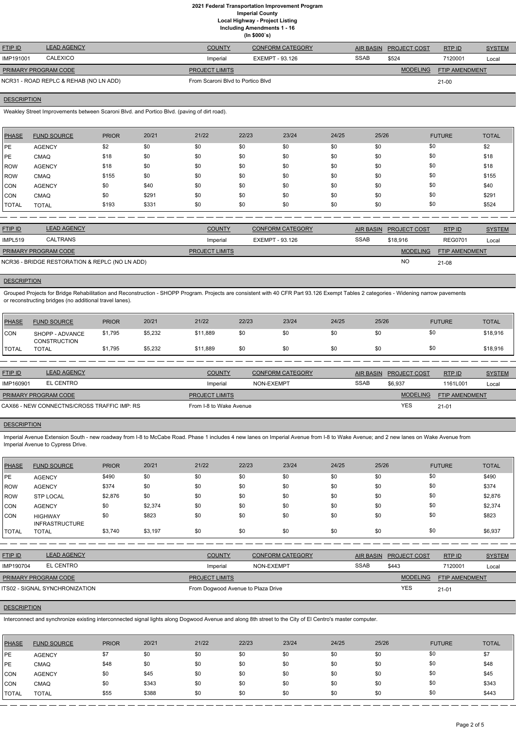# 2021 Federal Transportation Improvement Program
## Imperial County
### Local Highway - Project Listing
### Including Amendments 1 - 16
### (In $000`s)

| FTIP ID | LEAD AGENCY | COUNTY | CONFORM CATEGORY | AIR BASIN | PROJECT COST | RTP ID | SYSTEM |
|---|---|---|---|---|---|---|---|
| IMP191001 | CALEXICO | Imperial | EXEMPT - 93.126 | SSAB | $524 | 7120001 | Local |

| PRIMARY PROGRAM CODE | PROJECT LIMITS | MODELING | FTIP AMENDMENT |
|---|---|---|---|
| NCR31 - ROAD REPLC & REHAB (NO LN ADD) | From Scaroni Blvd to Portico Blvd | | 21-00 |

**DESCRIPTION**

Weakley Street Improvements between Scaroni Blvd. and Portico Blvd. (paving of dirt road).

| PHASE | FUND SOURCE | PRIOR | 20/21 | 21/22 | 22/23 | 23/24 | 24/25 | 25/26 | FUTURE | TOTAL |
|---|---|---|---|---|---|---|---|---|---|---|
| PE | AGENCY | $2 | $0 | $0 | $0 | $0 | $0 | $0 | $0 | $2 |
| PE | CMAQ | $18 | $0 | $0 | $0 | $0 | $0 | $0 | $0 | $18 |
| ROW | AGENCY | $18 | $0 | $0 | $0 | $0 | $0 | $0 | $0 | $18 |
| ROW | CMAQ | $155 | $0 | $0 | $0 | $0 | $0 | $0 | $0 | $155 |
| CON | AGENCY | $0 | $40 | $0 | $0 | $0 | $0 | $0 | $0 | $40 |
| CON | CMAQ | $0 | $291 | $0 | $0 | $0 | $0 | $0 | $0 | $291 |
| TOTAL | TOTAL | $193 | $331 | $0 | $0 | $0 | $0 | $0 | $0 | $524 |

| FTIP ID | LEAD AGENCY | COUNTY | CONFORM CATEGORY | AIR BASIN | PROJECT COST | RTP ID | SYSTEM |
|---|---|---|---|---|---|---|---|
| IMPL519 | CALTRANS | Imperial | EXEMPT - 93.126 | SSAB | $18,916 | REG0701 | Local |

| PRIMARY PROGRAM CODE | PROJECT LIMITS | MODELING | FTIP AMENDMENT |
|---|---|---|---|
| NCR36 - BRIDGE RESTORATION & REPLC (NO LN ADD) | | NO | 21-08 |

**DESCRIPTION**

Grouped Projects for Bridge Rehabilitation and Reconstruction - SHOPP Program. Projects are consistent with 40 CFR Part 93.126 Exempt Tables 2 categories - Widening narrow pavements or reconstructing bridges (no additional travel lanes).

| PHASE | FUND SOURCE | PRIOR | 20/21 | 21/22 | 22/23 | 23/24 | 24/25 | 25/26 | FUTURE | TOTAL |
|---|---|---|---|---|---|---|---|---|---|---|
| CON | SHOPP - ADVANCE CONSTRUCTION | $1,795 | $5,232 | $11,889 | $0 | $0 | $0 | $0 | $0 | $18,916 |
| TOTAL | TOTAL | $1,795 | $5,232 | $11,889 | $0 | $0 | $0 | $0 | $0 | $18,916 |

| FTIP ID | LEAD AGENCY | COUNTY | CONFORM CATEGORY | AIR BASIN | PROJECT COST | RTP ID | SYSTEM |
|---|---|---|---|---|---|---|---|
| IMP160901 | EL CENTRO | Imperial | NON-EXEMPT | SSAB | $6,937 | 1161L001 | Local |

| PRIMARY PROGRAM CODE | PROJECT LIMITS | MODELING | FTIP AMENDMENT |
|---|---|---|---|
| CAX66 - NEW CONNECTNS/CROSS TRAFFIC IMP: RS | From I-8 to Wake Avenue | YES | 21-01 |

**DESCRIPTION**

Imperial Avenue Extension South - new roadway from I-8 to McCabe Road. Phase 1 includes 4 new lanes on Imperial Avenue from I-8 to Wake Avenue; and 2 new lanes on Wake Avenue from Imperial Avenue to Cypress Drive.

| PHASE | FUND SOURCE | PRIOR | 20/21 | 21/22 | 22/23 | 23/24 | 24/25 | 25/26 | FUTURE | TOTAL |
|---|---|---|---|---|---|---|---|---|---|---|
| PE | AGENCY | $490 | $0 | $0 | $0 | $0 | $0 | $0 | $0 | $490 |
| ROW | AGENCY | $374 | $0 | $0 | $0 | $0 | $0 | $0 | $0 | $374 |
| ROW | STP LOCAL | $2,876 | $0 | $0 | $0 | $0 | $0 | $0 | $0 | $2,876 |
| CON | AGENCY | $0 | $2,374 | $0 | $0 | $0 | $0 | $0 | $0 | $2,374 |
| CON | HIGHWAY INFRASTRUCTURE | $0 | $823 | $0 | $0 | $0 | $0 | $0 | $0 | $823 |
| TOTAL | TOTAL | $3,740 | $3,197 | $0 | $0 | $0 | $0 | $0 | $0 | $6,937 |

| FTIP ID | LEAD AGENCY | COUNTY | CONFORM CATEGORY | AIR BASIN | PROJECT COST | RTP ID | SYSTEM |
|---|---|---|---|---|---|---|---|
| IMP190704 | EL CENTRO | Imperial | NON-EXEMPT | SSAB | $443 | 7120001 | Local |

| PRIMARY PROGRAM CODE | PROJECT LIMITS | MODELING | FTIP AMENDMENT |
|---|---|---|---|
| ITS02 - SIGNAL SYNCHRONIZATION | From Dogwood Avenue to Plaza Drive | YES | 21-01 |

**DESCRIPTION**

Interconnect and synchronize existing interconnected signal lights along Dogwood Avenue and along 8th street to the City of El Centro's master computer.

| PHASE | FUND SOURCE | PRIOR | 20/21 | 21/22 | 22/23 | 23/24 | 24/25 | 25/26 | FUTURE | TOTAL |
|---|---|---|---|---|---|---|---|---|---|---|
| PE | AGENCY | $7 | $0 | $0 | $0 | $0 | $0 | $0 | $0 | $7 |
| PE | CMAQ | $48 | $0 | $0 | $0 | $0 | $0 | $0 | $0 | $48 |
| CON | AGENCY | $0 | $45 | $0 | $0 | $0 | $0 | $0 | $0 | $45 |
| CON | CMAQ | $0 | $343 | $0 | $0 | $0 | $0 | $0 | $0 | $343 |
| TOTAL | TOTAL | $55 | $388 | $0 | $0 | $0 | $0 | $0 | $0 | $443 |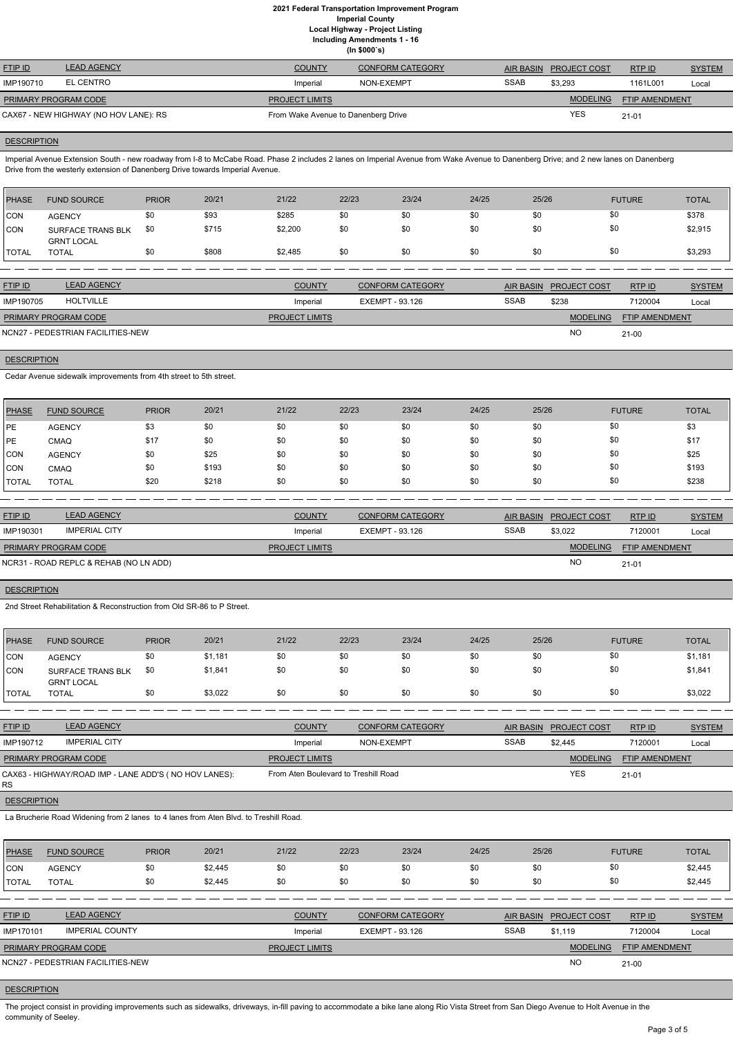# 2021 Federal Transportation Improvement Program
## Imperial County
### Local Highway - Project Listing
### Including Amendments 1 - 16
### (In $000`s)

| FTIP ID | LEAD AGENCY | COUNTY | CONFORM CATEGORY | AIR BASIN | PROJECT COST | RTP ID | SYSTEM |
|---|---|---|---|---|---|---|---|
| IMP190710 | EL CENTRO | Imperial | NON-EXEMPT | SSAB | $3,293 | 1161L001 | Local |

| PRIMARY PROGRAM CODE | PROJECT LIMITS | MODELING | FTIP AMENDMENT |
|---|---|---|---|
| CAX67 - NEW HIGHWAY (NO HOV LANE): RS | From Wake Avenue to Danenberg Drive | YES | 21-01 |

**DESCRIPTION**

Imperial Avenue Extension South - new roadway from I-8 to McCabe Road. Phase 2 includes 2 lanes on Imperial Avenue from Wake Avenue to Danenberg Drive; and 2 new lanes on Danenberg Drive from the westerly extension of Danenberg Drive towards Imperial Avenue.

| PHASE | FUND SOURCE | PRIOR | 20/21 | 21/22 | 22/23 | 23/24 | 24/25 | 25/26 | FUTURE | TOTAL |
|---|---|---|---|---|---|---|---|---|---|---|
| CON | AGENCY | $0 | $93 | $285 | $0 | $0 | $0 | $0 | $0 | $378 |
| CON | SURFACE TRANS BLK GRNT LOCAL | $0 | $715 | $2,200 | $0 | $0 | $0 | $0 | $0 | $2,915 |
| TOTAL | TOTAL | $0 | $808 | $2,485 | $0 | $0 | $0 | $0 | $0 | $3,293 |

| FTIP ID | LEAD AGENCY | COUNTY | CONFORM CATEGORY | AIR BASIN | PROJECT COST | RTP ID | SYSTEM |
|---|---|---|---|---|---|---|---|
| IMP190705 | HOLTVILLE | Imperial | EXEMPT - 93.126 | SSAB | $238 | 7120004 | Local |

| PRIMARY PROGRAM CODE | PROJECT LIMITS | MODELING | FTIP AMENDMENT |
|---|---|---|---|
| NCN27 - PEDESTRIAN FACILITIES-NEW | | NO | 21-00 |

**DESCRIPTION**

Cedar Avenue sidewalk improvements from 4th street to 5th street.

| PHASE | FUND SOURCE | PRIOR | 20/21 | 21/22 | 22/23 | 23/24 | 24/25 | 25/26 | FUTURE | TOTAL |
|---|---|---|---|---|---|---|---|---|---|---|
| PE | AGENCY | $3 | $0 | $0 | $0 | $0 | $0 | $0 | $0 | $3 |
| PE | CMAQ | $17 | $0 | $0 | $0 | $0 | $0 | $0 | $0 | $17 |
| CON | AGENCY | $0 | $25 | $0 | $0 | $0 | $0 | $0 | $0 | $25 |
| CON | CMAQ | $0 | $193 | $0 | $0 | $0 | $0 | $0 | $0 | $193 |
| TOTAL | TOTAL | $20 | $218 | $0 | $0 | $0 | $0 | $0 | $0 | $238 |

| FTIP ID | LEAD AGENCY | COUNTY | CONFORM CATEGORY | AIR BASIN | PROJECT COST | RTP ID | SYSTEM |
|---|---|---|---|---|---|---|---|
| IMP190301 | IMPERIAL CITY | Imperial | EXEMPT - 93.126 | SSAB | $3,022 | 7120001 | Local |

| PRIMARY PROGRAM CODE | PROJECT LIMITS | MODELING | FTIP AMENDMENT |
|---|---|---|---|
| NCR31 - ROAD REPLC & REHAB (NO LN ADD) | | NO | 21-01 |

**DESCRIPTION**

2nd Street Rehabilitation & Reconstruction from Old SR-86 to P Street.

| PHASE | FUND SOURCE | PRIOR | 20/21 | 21/22 | 22/23 | 23/24 | 24/25 | 25/26 | FUTURE | TOTAL |
|---|---|---|---|---|---|---|---|---|---|---|
| CON | AGENCY | $0 | $1,181 | $0 | $0 | $0 | $0 | $0 | $0 | $1,181 |
| CON | SURFACE TRANS BLK GRNT LOCAL | $0 | $1,841 | $0 | $0 | $0 | $0 | $0 | $0 | $1,841 |
| TOTAL | TOTAL | $0 | $3,022 | $0 | $0 | $0 | $0 | $0 | $0 | $3,022 |

| FTIP ID | LEAD AGENCY | COUNTY | CONFORM CATEGORY | AIR BASIN | PROJECT COST | RTP ID | SYSTEM |
|---|---|---|---|---|---|---|---|
| IMP190712 | IMPERIAL CITY | Imperial | NON-EXEMPT | SSAB | $2,445 | 7120001 | Local |

| PRIMARY PROGRAM CODE | PROJECT LIMITS | MODELING | FTIP AMENDMENT |
|---|---|---|---|
| CAX63 - HIGHWAY/ROAD IMP - LANE ADD'S ( NO HOV LANES): RS | From Aten Boulevard to Treshill Road | YES | 21-01 |

**DESCRIPTION**

La Brucherie Road Widening from 2 lanes to 4 lanes from Aten Blvd. to Treshill Road.

| PHASE | FUND SOURCE | PRIOR | 20/21 | 21/22 | 22/23 | 23/24 | 24/25 | 25/26 | FUTURE | TOTAL |
|---|---|---|---|---|---|---|---|---|---|---|
| CON | AGENCY | $0 | $2,445 | $0 | $0 | $0 | $0 | $0 | $0 | $2,445 |
| TOTAL | TOTAL | $0 | $2,445 | $0 | $0 | $0 | $0 | $0 | $0 | $2,445 |

| FTIP ID | LEAD AGENCY | COUNTY | CONFORM CATEGORY | AIR BASIN | PROJECT COST | RTP ID | SYSTEM |
|---|---|---|---|---|---|---|---|
| IMP170101 | IMPERIAL COUNTY | Imperial | EXEMPT - 93.126 | SSAB | $1,119 | 7120004 | Local |

| PRIMARY PROGRAM CODE | PROJECT LIMITS | MODELING | FTIP AMENDMENT |
|---|---|---|---|
| NCN27 - PEDESTRIAN FACILITIES-NEW | | NO | 21-00 |

**DESCRIPTION**

The project consist in providing improvements such as sidewalks, driveways, in-fill paving to accommodate a bike lane along Rio Vista Street from San Diego Avenue to Holt Avenue in the community of Seeley.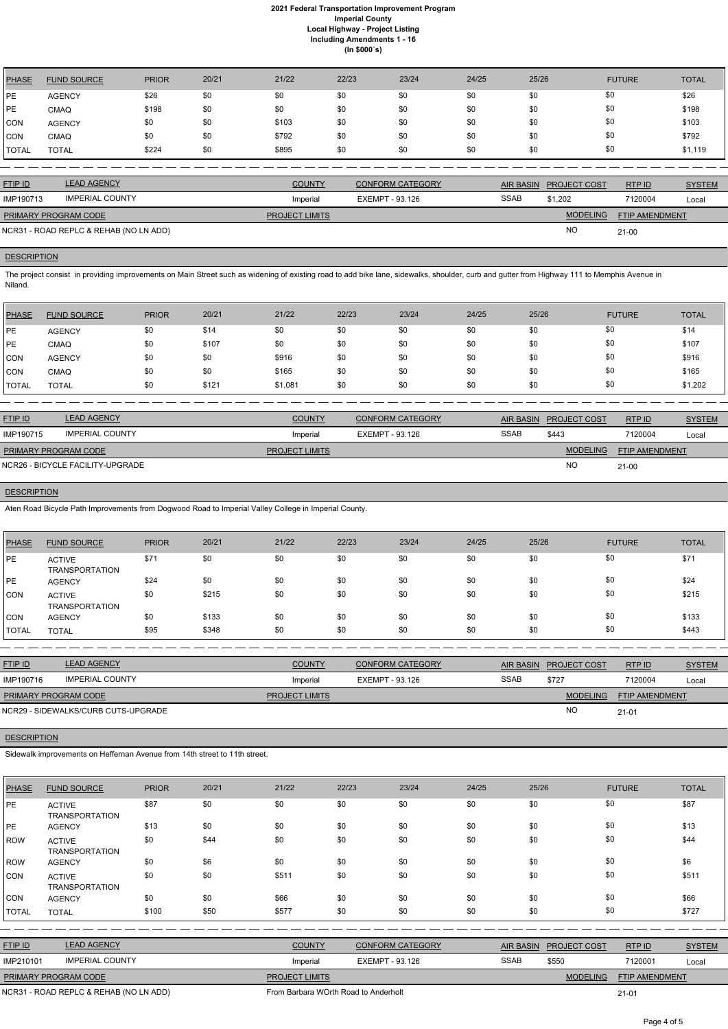# 2021 Federal Transportation Improvement Program
## Imperial County
### Local Highway - Project Listing
### Including Amendments 1 - 16
### (In $000`s)

| PHASE | FUND SOURCE | PRIOR | 20/21 | 21/22 | 22/23 | 23/24 | 24/25 | 25/26 | FUTURE | TOTAL |
|---|---|---|---|---|---|---|---|---|---|---|
| PE | AGENCY | $26 | $0 | $0 | $0 | $0 | $0 | $0 | $0 | $26 |
| PE | CMAQ | $198 | $0 | $0 | $0 | $0 | $0 | $0 | $0 | $198 |
| CON | AGENCY | $0 | $0 | $103 | $0 | $0 | $0 | $0 | $0 | $103 |
| CON | CMAQ | $0 | $0 | $792 | $0 | $0 | $0 | $0 | $0 | $792 |
| TOTAL | TOTAL | $224 | $0 | $895 | $0 | $0 | $0 | $0 | $0 | $1,119 |

| FTIP ID | LEAD AGENCY | COUNTY | CONFORM CATEGORY | AIR BASIN | PROJECT COST | RTP ID | SYSTEM |
|---|---|---|---|---|---|---|---|
| IMP190713 | IMPERIAL COUNTY | Imperial | EXEMPT - 93.126 | SSAB | $1,202 | 7120004 | Local |

| PRIMARY PROGRAM CODE | PROJECT LIMITS | MODELING | FTIP AMENDMENT |
|---|---|---|---|
| NCR31 - ROAD REPLC & REHAB (NO LN ADD) | | NO | 21-00 |

**DESCRIPTION**

The project consist in providing improvements on Main Street such as widening of existing road to add bike lane, sidewalks, shoulder, curb and gutter from Highway 111 to Memphis Avenue in Niland.

| PHASE | FUND SOURCE | PRIOR | 20/21 | 21/22 | 22/23 | 23/24 | 24/25 | 25/26 | FUTURE | TOTAL |
|---|---|---|---|---|---|---|---|---|---|---|
| PE | AGENCY | $0 | $14 | $0 | $0 | $0 | $0 | $0 | $0 | $14 |
| PE | CMAQ | $0 | $107 | $0 | $0 | $0 | $0 | $0 | $0 | $107 |
| CON | AGENCY | $0 | $0 | $916 | $0 | $0 | $0 | $0 | $0 | $916 |
| CON | CMAQ | $0 | $0 | $165 | $0 | $0 | $0 | $0 | $0 | $165 |
| TOTAL | TOTAL | $0 | $121 | $1,081 | $0 | $0 | $0 | $0 | $0 | $1,202 |

| FTIP ID | LEAD AGENCY | COUNTY | CONFORM CATEGORY | AIR BASIN | PROJECT COST | RTP ID | SYSTEM |
|---|---|---|---|---|---|---|---|
| IMP190715 | IMPERIAL COUNTY | Imperial | EXEMPT - 93.126 | SSAB | $443 | 7120004 | Local |

| PRIMARY PROGRAM CODE | PROJECT LIMITS | MODELING | FTIP AMENDMENT |
|---|---|---|---|
| NCR26 - BICYCLE FACILITY-UPGRADE | | NO | 21-00 |

**DESCRIPTION**

Aten Road Bicycle Path Improvements from Dogwood Road to Imperial Valley College in Imperial County.

| PHASE | FUND SOURCE | PRIOR | 20/21 | 21/22 | 22/23 | 23/24 | 24/25 | 25/26 | FUTURE | TOTAL |
|---|---|---|---|---|---|---|---|---|---|---|
| PE | ACTIVE TRANSPORTATION | $71 | $0 | $0 | $0 | $0 | $0 | $0 | $0 | $71 |
| PE | AGENCY | $24 | $0 | $0 | $0 | $0 | $0 | $0 | $0 | $24 |
| CON | ACTIVE TRANSPORTATION | $0 | $215 | $0 | $0 | $0 | $0 | $0 | $0 | $215 |
| CON | AGENCY | $0 | $133 | $0 | $0 | $0 | $0 | $0 | $0 | $133 |
| TOTAL | TOTAL | $95 | $348 | $0 | $0 | $0 | $0 | $0 | $0 | $443 |

| FTIP ID | LEAD AGENCY | COUNTY | CONFORM CATEGORY | AIR BASIN | PROJECT COST | RTP ID | SYSTEM |
|---|---|---|---|---|---|---|---|
| IMP190716 | IMPERIAL COUNTY | Imperial | EXEMPT - 93.126 | SSAB | $727 | 7120004 | Local |

| PRIMARY PROGRAM CODE | PROJECT LIMITS | MODELING | FTIP AMENDMENT |
|---|---|---|---|
| NCR29 - SIDEWALKS/CURB CUTS-UPGRADE | | NO | 21-01 |

**DESCRIPTION**

Sidewalk improvements on Heffernan Avenue from 14th street to 11th street.

| PHASE | FUND SOURCE | PRIOR | 20/21 | 21/22 | 22/23 | 23/24 | 24/25 | 25/26 | FUTURE | TOTAL |
|---|---|---|---|---|---|---|---|---|---|---|
| PE | ACTIVE TRANSPORTATION | $87 | $0 | $0 | $0 | $0 | $0 | $0 | $0 | $87 |
| PE | AGENCY | $13 | $0 | $0 | $0 | $0 | $0 | $0 | $0 | $13 |
| ROW | ACTIVE TRANSPORTATION | $0 | $44 | $0 | $0 | $0 | $0 | $0 | $0 | $44 |
| ROW | AGENCY | $0 | $6 | $0 | $0 | $0 | $0 | $0 | $0 | $6 |
| CON | ACTIVE TRANSPORTATION | $0 | $0 | $511 | $0 | $0 | $0 | $0 | $0 | $511 |
| CON | AGENCY | $0 | $0 | $66 | $0 | $0 | $0 | $0 | $0 | $66 |
| TOTAL | TOTAL | $100 | $50 | $577 | $0 | $0 | $0 | $0 | $0 | $727 |

| FTIP ID | LEAD AGENCY | COUNTY | CONFORM CATEGORY | AIR BASIN | PROJECT COST | RTP ID | SYSTEM |
|---|---|---|---|---|---|---|---|
| IMP210101 | IMPERIAL COUNTY | Imperial | EXEMPT - 93.126 | SSAB | $550 | 7120001 | Local |

| PRIMARY PROGRAM CODE | PROJECT LIMITS | MODELING | FTIP AMENDMENT |
|---|---|---|---|
| NCR31 - ROAD REPLC & REHAB (NO LN ADD) | From Barbara WOrth Road to Anderholt | | 21-01 |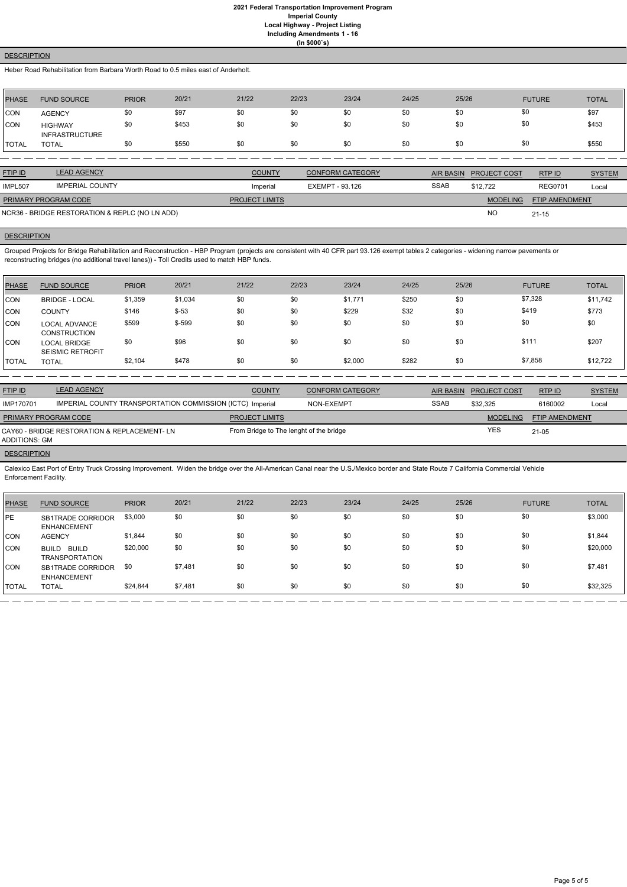**2021 Federal Transportation Improvement Program**
**Imperial County**
**Local Highway - Project Listing**
**Including Amendments 1 - 16**
**(In $000`s)**

**DESCRIPTION**

Heber Road Rehabilitation from Barbara Worth Road to 0.5 miles east of Anderholt.

| PHASE | FUND SOURCE | PRIOR | 20/21 | 21/22 | 22/23 | 23/24 | 24/25 | 25/26 | FUTURE | TOTAL |
|---|---|---|---|---|---|---|---|---|---|---|
| CON | AGENCY | $0 | $97 | $0 | $0 | $0 | $0 | $0 | $0 | $97 |
| CON | HIGHWAY INFRASTRUCTURE | $0 | $453 | $0 | $0 | $0 | $0 | $0 | $0 | $453 |
| TOTAL | TOTAL | $0 | $550 | $0 | $0 | $0 | $0 | $0 | $0 | $550 |

| FTIP ID | LEAD AGENCY | COUNTY | CONFORM CATEGORY | AIR BASIN | PROJECT COST | RTP ID | SYSTEM |
|---|---|---|---|---|---|---|---|
| IMPL507 | IMPERIAL COUNTY | Imperial | EXEMPT - 93.126 | SSAB | $12,722 | REG0701 | Local |

| PRIMARY PROGRAM CODE | PROJECT LIMITS | MODELING | FTIP AMENDMENT |
|---|---|---|---|
| NCR36 - BRIDGE RESTORATION & REPLC (NO LN ADD) | | NO | 21-15 |

**DESCRIPTION**

Grouped Projects for Bridge Rehabilitation and Reconstruction - HBP Program (projects are consistent with 40 CFR part 93.126 exempt tables 2 categories - widening narrow pavements or reconstructing bridges (no additional travel lanes)) - Toll Credits used to match HBP funds.

| PHASE | FUND SOURCE | PRIOR | 20/21 | 21/22 | 22/23 | 23/24 | 24/25 | 25/26 | FUTURE | TOTAL |
|---|---|---|---|---|---|---|---|---|---|---|
| CON | BRIDGE - LOCAL | $1,359 | $1,034 | $0 | $0 | $1,771 | $250 | $0 | $7,328 | $11,742 |
| CON | COUNTY | $146 | $-53 | $0 | $0 | $229 | $32 | $0 | $419 | $773 |
| CON | LOCAL ADVANCE CONSTRUCTION | $599 | $-599 | $0 | $0 | $0 | $0 | $0 | $0 | $0 |
| CON | LOCAL BRIDGE SEISMIC RETROFIT | $0 | $96 | $0 | $0 | $0 | $0 | $0 | $111 | $207 |
| TOTAL | TOTAL | $2,104 | $478 | $0 | $0 | $2,000 | $282 | $0 | $7,858 | $12,722 |

| FTIP ID | LEAD AGENCY | COUNTY | CONFORM CATEGORY | AIR BASIN | PROJECT COST | RTP ID | SYSTEM |
|---|---|---|---|---|---|---|---|
| IMP170701 | IMPERIAL COUNTY TRANSPORTATION COMMISSION (ICTC) | Imperial | NON-EXEMPT | SSAB | $32,325 | 6160002 | Local |

| PRIMARY PROGRAM CODE | PROJECT LIMITS | MODELING | FTIP AMENDMENT |
|---|---|---|---|
| CAY60 - BRIDGE RESTORATION & REPLACEMENT- LN ADDITIONS: GM | From Bridge to The lenght of the bridge | YES | 21-05 |

**DESCRIPTION**

Calexico East Port of Entry Truck Crossing Improvement. Widen the bridge over the All-American Canal near the U.S./Mexico border and State Route 7 California Commercial Vehicle Enforcement Facility.

| PHASE | FUND SOURCE | PRIOR | 20/21 | 21/22 | 22/23 | 23/24 | 24/25 | 25/26 | FUTURE | TOTAL |
|---|---|---|---|---|---|---|---|---|---|---|
| PE | SB1TRADE CORRIDOR ENHANCEMENT | $3,000 | $0 | $0 | $0 | $0 | $0 | $0 | $0 | $3,000 |
| CON | AGENCY | $1,844 | $0 | $0 | $0 | $0 | $0 | $0 | $0 | $1,844 |
| CON | BUILD BUILD TRANSPORTATION | $20,000 | $0 | $0 | $0 | $0 | $0 | $0 | $0 | $20,000 |
| CON | SB1TRADE CORRIDOR ENHANCEMENT | $0 | $7,481 | $0 | $0 | $0 | $0 | $0 | $0 | $7,481 |
| TOTAL | TOTAL | $24,844 | $7,481 | $0 | $0 | $0 | $0 | $0 | $0 | $32,325 |